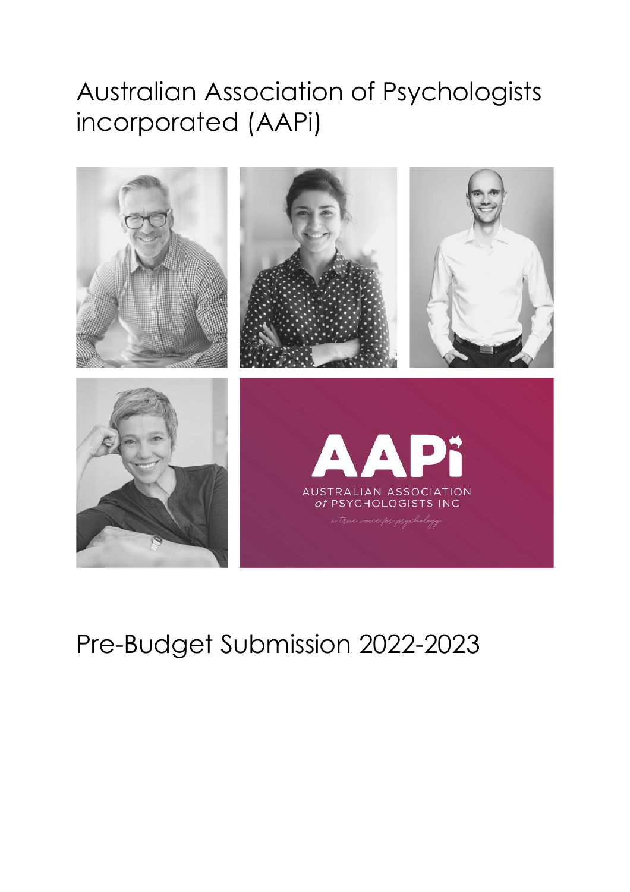# Australian Association of Psychologists incorporated (AAPi)

AAPi

AUSTRALIAN ASSOCIATION of PSYCHOLOGISTS INC

a true voice for psychology

# Pre-Budget Submission 2022-2023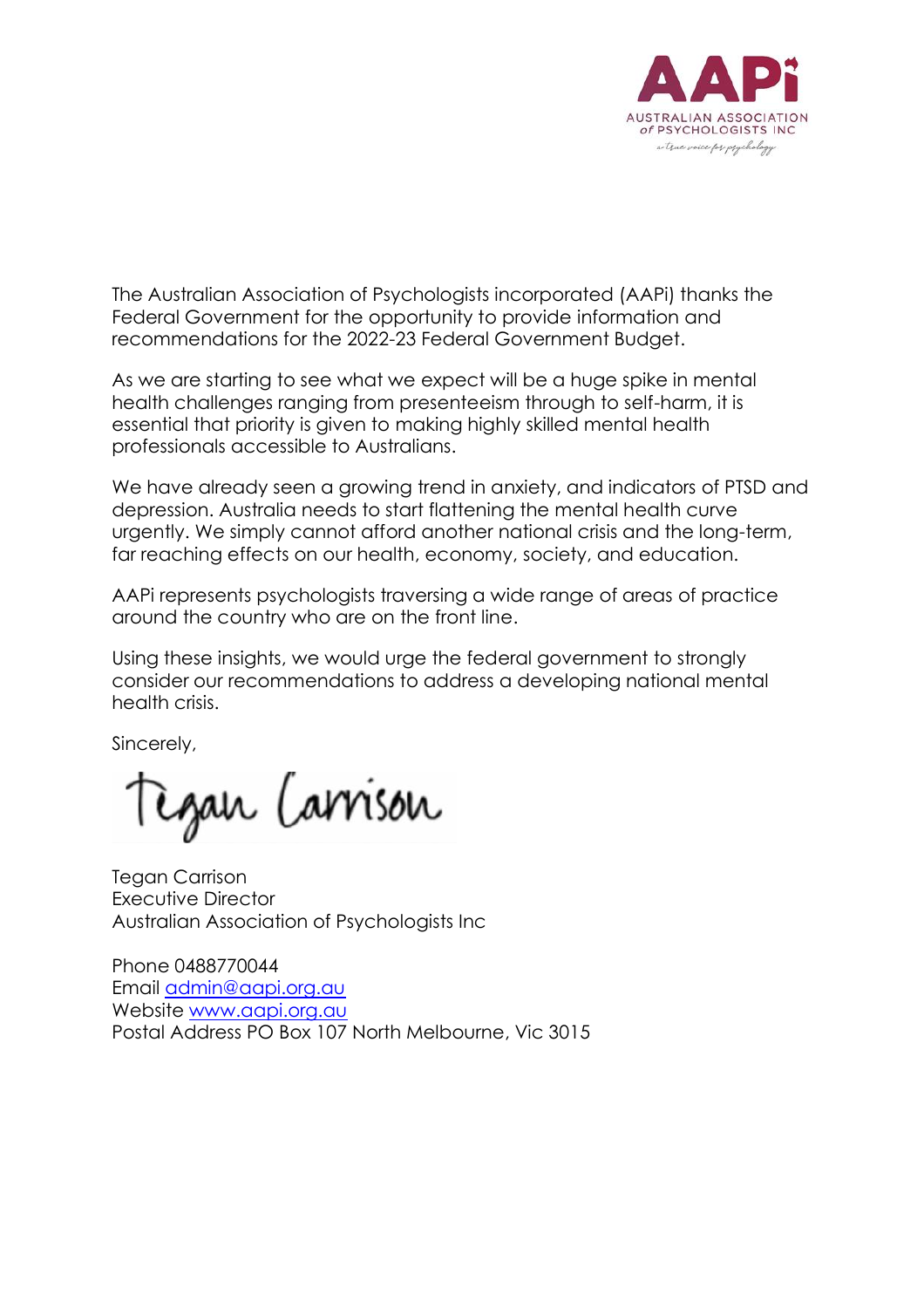AAPi
AUSTRALIAN ASSOCIATION of PSYCHOLOGISTS INC
a true voice for psychology

The Australian Association of Psychologists incorporated (AAPi) thanks the Federal Government for the opportunity to provide information and recommendations for the 2022-23 Federal Government Budget.

As we are starting to see what we expect will be a huge spike in mental health challenges ranging from presenteeism through to self-harm, it is essential that priority is given to making highly skilled mental health professionals accessible to Australians.

We have already seen a growing trend in anxiety, and indicators of PTSD and depression. Australia needs to start flattening the mental health curve urgently. We simply cannot afford another national crisis and the long-term, far reaching effects on our health, economy, society, and education.

AAPi represents psychologists traversing a wide range of areas of practice around the country who are on the front line.

Using these insights, we would urge the federal government to strongly consider our recommendations to address a developing national mental health crisis.

Sincerely,

Tegan Carrison

Tegan Carrison
Executive Director
Australian Association of Psychologists Inc

Phone 0488770044
Email [admin@aapi.org.au](mailto:admin@aapi.org.au)
Website [www.aapi.org.au](http://www.aapi.org.au)
Postal Address PO Box 107 North Melbourne, Vic 3015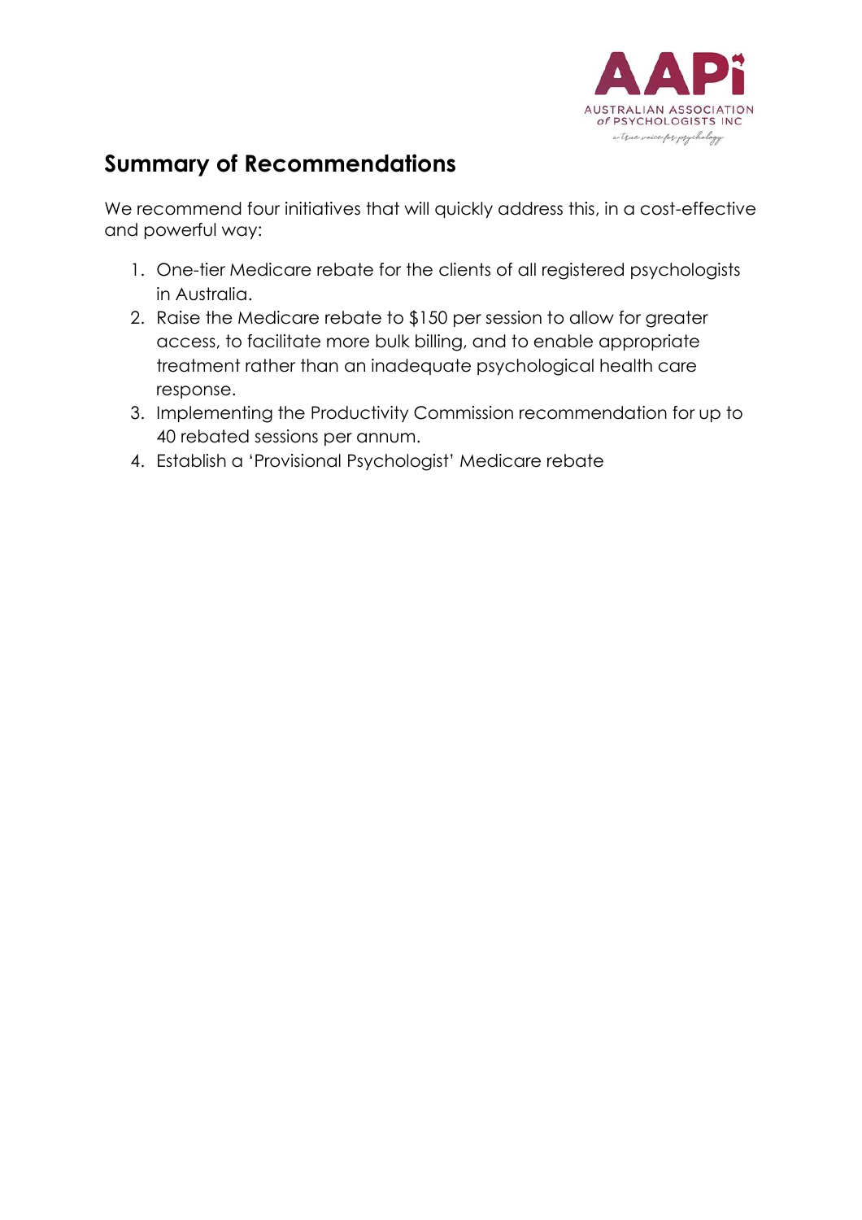## Summary of Recommendations

We recommend four initiatives that will quickly address this, in a cost-effective and powerful way:

1. One-tier Medicare rebate for the clients of all registered psychologists in Australia.
2. Raise the Medicare rebate to $150 per session to allow for greater access, to facilitate more bulk billing, and to enable appropriate treatment rather than an inadequate psychological health care response.
3. Implementing the Productivity Commission recommendation for up to 40 rebated sessions per annum.
4. Establish a 'Provisional Psychologist' Medicare rebate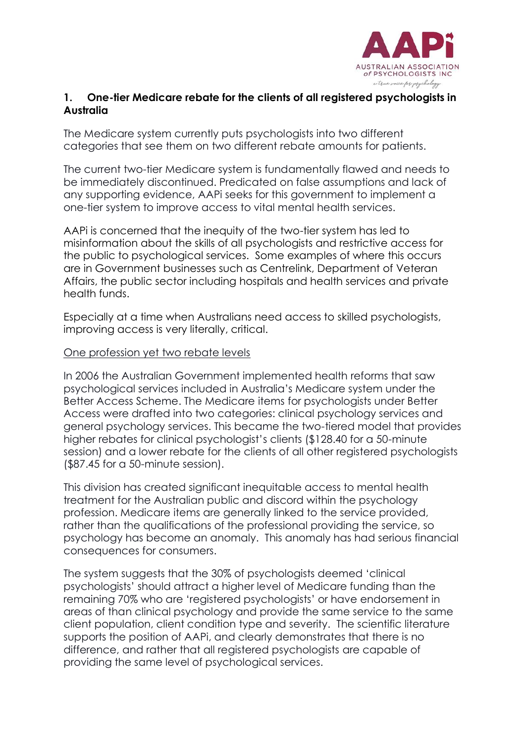## 1. One-tier Medicare rebate for the clients of all registered psychologists in Australia

The Medicare system currently puts psychologists into two different categories that see them on two different rebate amounts for patients.

The current two-tier Medicare system is fundamentally flawed and needs to be immediately discontinued. Predicated on false assumptions and lack of any supporting evidence, AAPi seeks for this government to implement a one-tier system to improve access to vital mental health services.

AAPi is concerned that the inequity of the two-tier system has led to misinformation about the skills of all psychologists and restrictive access for the public to psychological services. Some examples of where this occurs are in Government businesses such as Centrelink, Department of Veteran Affairs, the public sector including hospitals and health services and private health funds.

Especially at a time when Australians need access to skilled psychologists, improving access is very literally, critical.

<u>One profession yet two rebate levels</u>

In 2006 the Australian Government implemented health reforms that saw psychological services included in Australia's Medicare system under the Better Access Scheme. The Medicare items for psychologists under Better Access were drafted into two categories: clinical psychology services and general psychology services. This became the two-tiered model that provides higher rebates for clinical psychologist's clients ($128.40 for a 50-minute session) and a lower rebate for the clients of all other registered psychologists ($87.45 for a 50-minute session).

This division has created significant inequitable access to mental health treatment for the Australian public and discord within the psychology profession. Medicare items are generally linked to the service provided, rather than the qualifications of the professional providing the service, so psychology has become an anomaly. This anomaly has had serious financial consequences for consumers.

The system suggests that the 30% of psychologists deemed 'clinical psychologists' should attract a higher level of Medicare funding than the remaining 70% who are 'registered psychologists' or have endorsement in areas of than clinical psychology and provide the same service to the same client population, client condition type and severity. The scientific literature supports the position of AAPi, and clearly demonstrates that there is no difference, and rather that all registered psychologists are capable of providing the same level of psychological services.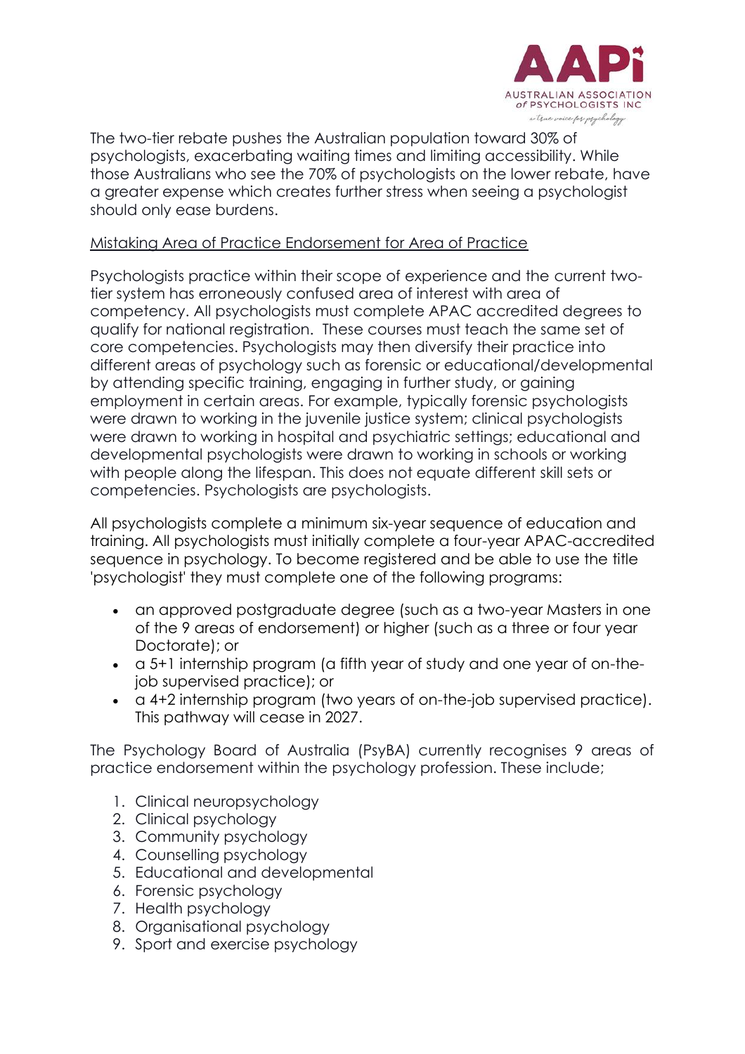The two-tier rebate pushes the Australian population toward 30% of psychologists, exacerbating waiting times and limiting accessibility. While those Australians who see the 70% of psychologists on the lower rebate, have a greater expense which creates further stress when seeing a psychologist should only ease burdens.

<u>Mistaking Area of Practice Endorsement for Area of Practice</u>

Psychologists practice within their scope of experience and the current two-tier system has erroneously confused area of interest with area of competency. All psychologists must complete APAC accredited degrees to qualify for national registration. These courses must teach the same set of core competencies. Psychologists may then diversify their practice into different areas of psychology such as forensic or educational/developmental by attending specific training, engaging in further study, or gaining employment in certain areas. For example, typically forensic psychologists were drawn to working in the juvenile justice system; clinical psychologists were drawn to working in hospital and psychiatric settings; educational and developmental psychologists were drawn to working in schools or working with people along the lifespan. This does not equate different skill sets or competencies. Psychologists are psychologists.

All psychologists complete a minimum six-year sequence of education and training. All psychologists must initially complete a four-year APAC-accredited sequence in psychology. To become registered and be able to use the title 'psychologist' they must complete one of the following programs:

- an approved postgraduate degree (such as a two-year Masters in one of the 9 areas of endorsement) or higher (such as a three or four year Doctorate); or
- a 5+1 internship program (a fifth year of study and one year of on-the-job supervised practice); or
- a 4+2 internship program (two years of on-the-job supervised practice). This pathway will cease in 2027.

The Psychology Board of Australia (PsyBA) currently recognises 9 areas of practice endorsement within the psychology profession. These include;

1. Clinical neuropsychology
2. Clinical psychology
3. Community psychology
4. Counselling psychology
5. Educational and developmental
6. Forensic psychology
7. Health psychology
8. Organisational psychology
9. Sport and exercise psychology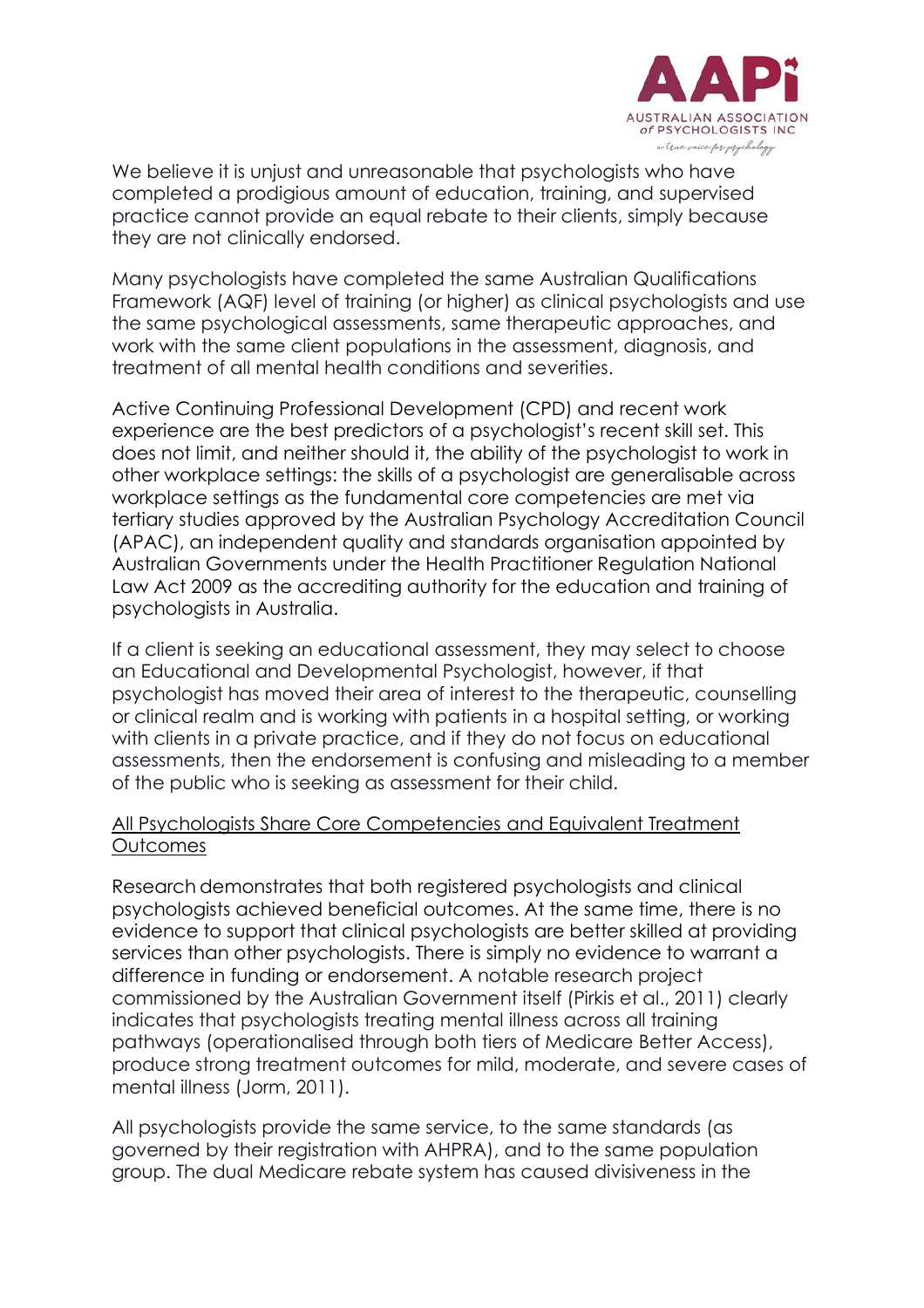We believe it is unjust and unreasonable that psychologists who have completed a prodigious amount of education, training, and supervised practice cannot provide an equal rebate to their clients, simply because they are not clinically endorsed.

Many psychologists have completed the same Australian Qualifications Framework (AQF) level of training (or higher) as clinical psychologists and use the same psychological assessments, same therapeutic approaches, and work with the same client populations in the assessment, diagnosis, and treatment of all mental health conditions and severities.

Active Continuing Professional Development (CPD) and recent work experience are the best predictors of a psychologist's recent skill set. This does not limit, and neither should it, the ability of the psychologist to work in other workplace settings: the skills of a psychologist are generalisable across workplace settings as the fundamental core competencies are met via tertiary studies approved by the Australian Psychology Accreditation Council (APAC), an independent quality and standards organisation appointed by Australian Governments under the Health Practitioner Regulation National Law Act 2009 as the accrediting authority for the education and training of psychologists in Australia.

If a client is seeking an educational assessment, they may select to choose an Educational and Developmental Psychologist, however, if that psychologist has moved their area of interest to the therapeutic, counselling or clinical realm and is working with patients in a hospital setting, or working with clients in a private practice, and if they do not focus on educational assessments, then the endorsement is confusing and misleading to a member of the public who is seeking as assessment for their child.

<u>All Psychologists Share Core Competencies and Equivalent Treatment Outcomes</u>

Research demonstrates that both registered psychologists and clinical psychologists achieved beneficial outcomes. At the same time, there is no evidence to support that clinical psychologists are better skilled at providing services than other psychologists. There is simply no evidence to warrant a difference in funding or endorsement. A notable research project commissioned by the Australian Government itself (Pirkis et al., 2011) clearly indicates that psychologists treating mental illness across all training pathways (operationalised through both tiers of Medicare Better Access), produce strong treatment outcomes for mild, moderate, and severe cases of mental illness (Jorm, 2011).

All psychologists provide the same service, to the same standards (as governed by their registration with AHPRA), and to the same population group. The dual Medicare rebate system has caused divisiveness in the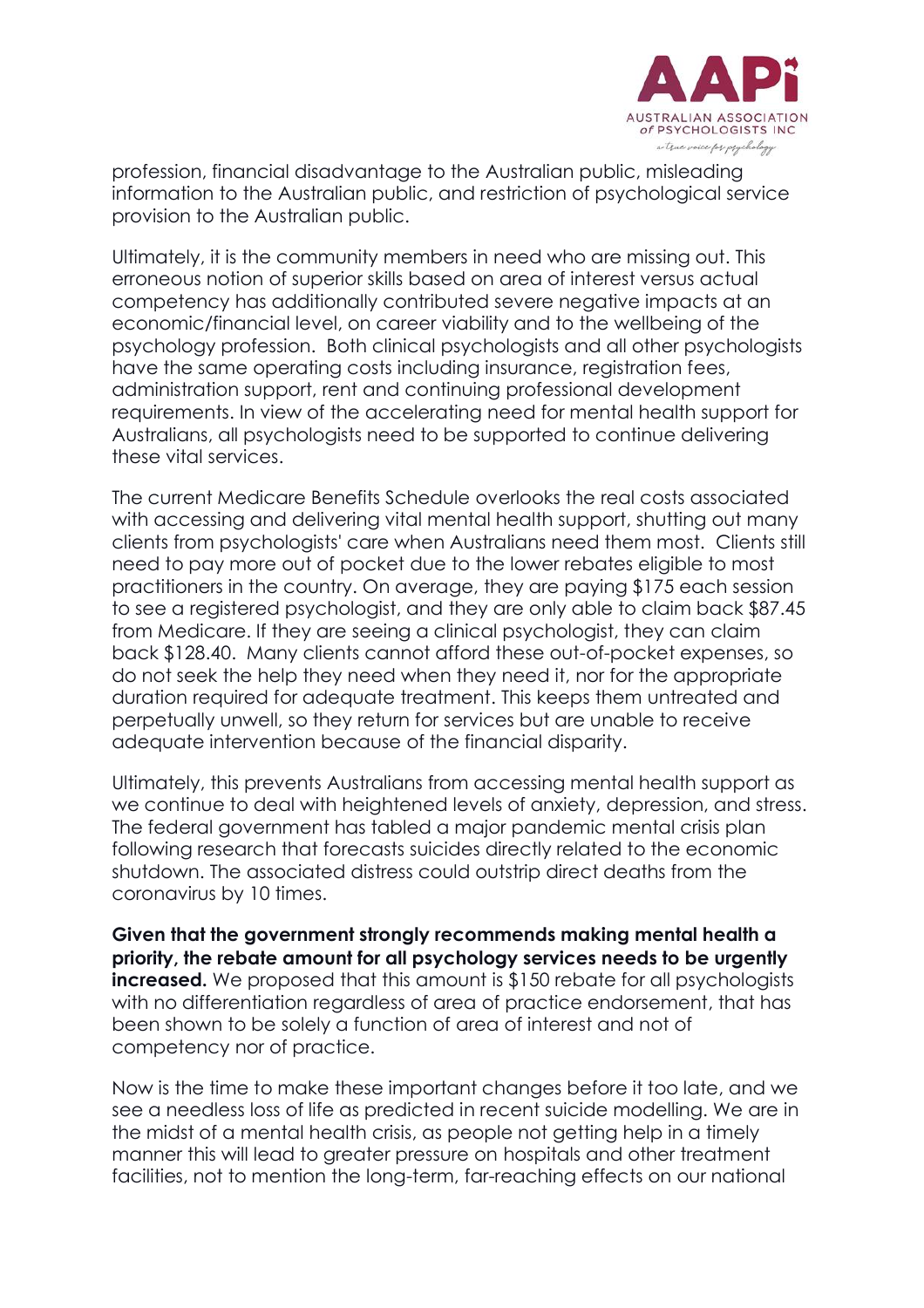profession, financial disadvantage to the Australian public, misleading information to the Australian public, and restriction of psychological service provision to the Australian public.

Ultimately, it is the community members in need who are missing out. This erroneous notion of superior skills based on area of interest versus actual competency has additionally contributed severe negative impacts at an economic/financial level, on career viability and to the wellbeing of the psychology profession. Both clinical psychologists and all other psychologists have the same operating costs including insurance, registration fees, administration support, rent and continuing professional development requirements. In view of the accelerating need for mental health support for Australians, all psychologists need to be supported to continue delivering these vital services.

The current Medicare Benefits Schedule overlooks the real costs associated with accessing and delivering vital mental health support, shutting out many clients from psychologists' care when Australians need them most. Clients still need to pay more out of pocket due to the lower rebates eligible to most practitioners in the country. On average, they are paying $175 each session to see a registered psychologist, and they are only able to claim back $87.45 from Medicare. If they are seeing a clinical psychologist, they can claim back $128.40. Many clients cannot afford these out-of-pocket expenses, so do not seek the help they need when they need it, nor for the appropriate duration required for adequate treatment. This keeps them untreated and perpetually unwell, so they return for services but are unable to receive adequate intervention because of the financial disparity.

Ultimately, this prevents Australians from accessing mental health support as we continue to deal with heightened levels of anxiety, depression, and stress. The federal government has tabled a major pandemic mental crisis plan following research that forecasts suicides directly related to the economic shutdown. The associated distress could outstrip direct deaths from the coronavirus by 10 times.

**Given that the government strongly recommends making mental health a priority, the rebate amount for all psychology services needs to be urgently increased.** We proposed that this amount is $150 rebate for all psychologists with no differentiation regardless of area of practice endorsement, that has been shown to be solely a function of area of interest and not of competency nor of practice.

Now is the time to make these important changes before it too late, and we see a needless loss of life as predicted in recent suicide modelling. We are in the midst of a mental health crisis, as people not getting help in a timely manner this will lead to greater pressure on hospitals and other treatment facilities, not to mention the long-term, far-reaching effects on our national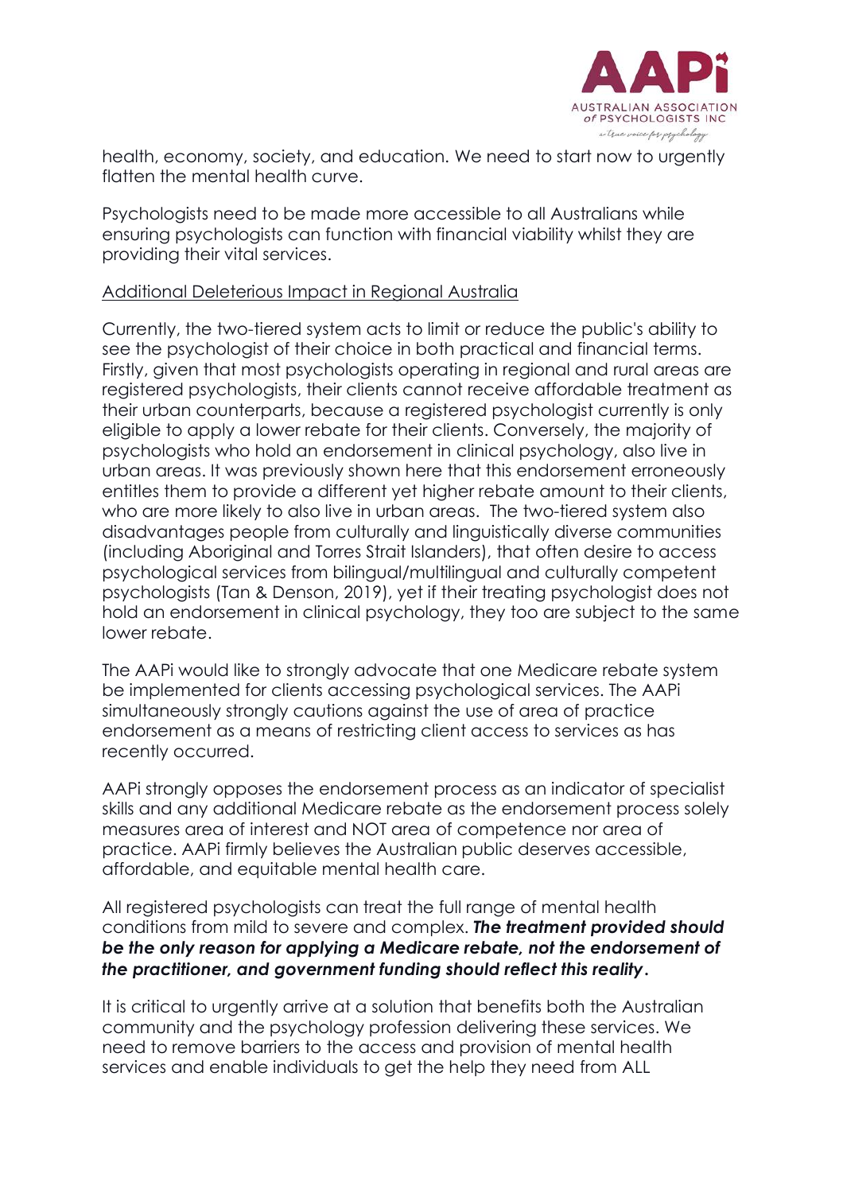health, economy, society, and education. We need to start now to urgently flatten the mental health curve.

Psychologists need to be made more accessible to all Australians while ensuring psychologists can function with financial viability whilst they are providing their vital services.

<u>Additional Deleterious Impact in Regional Australia</u>

Currently, the two-tiered system acts to limit or reduce the public's ability to see the psychologist of their choice in both practical and financial terms. Firstly, given that most psychologists operating in regional and rural areas are registered psychologists, their clients cannot receive affordable treatment as their urban counterparts, because a registered psychologist currently is only eligible to apply a lower rebate for their clients. Conversely, the majority of psychologists who hold an endorsement in clinical psychology, also live in urban areas. It was previously shown here that this endorsement erroneously entitles them to provide a different yet higher rebate amount to their clients, who are more likely to also live in urban areas. The two-tiered system also disadvantages people from culturally and linguistically diverse communities (including Aboriginal and Torres Strait Islanders), that often desire to access psychological services from bilingual/multilingual and culturally competent psychologists (Tan & Denson, 2019), yet if their treating psychologist does not hold an endorsement in clinical psychology, they too are subject to the same lower rebate.

The AAPi would like to strongly advocate that one Medicare rebate system be implemented for clients accessing psychological services. The AAPi simultaneously strongly cautions against the use of area of practice endorsement as a means of restricting client access to services as has recently occurred.

AAPi strongly opposes the endorsement process as an indicator of specialist skills and any additional Medicare rebate as the endorsement process solely measures area of interest and NOT area of competence nor area of practice. AAPi firmly believes the Australian public deserves accessible, affordable, and equitable mental health care.

All registered psychologists can treat the full range of mental health conditions from mild to severe and complex. ***The treatment provided should be the only reason for applying a Medicare rebate, not the endorsement of the practitioner, and government funding should reflect this reality*.**

It is critical to urgently arrive at a solution that benefits both the Australian community and the psychology profession delivering these services. We need to remove barriers to the access and provision of mental health services and enable individuals to get the help they need from ALL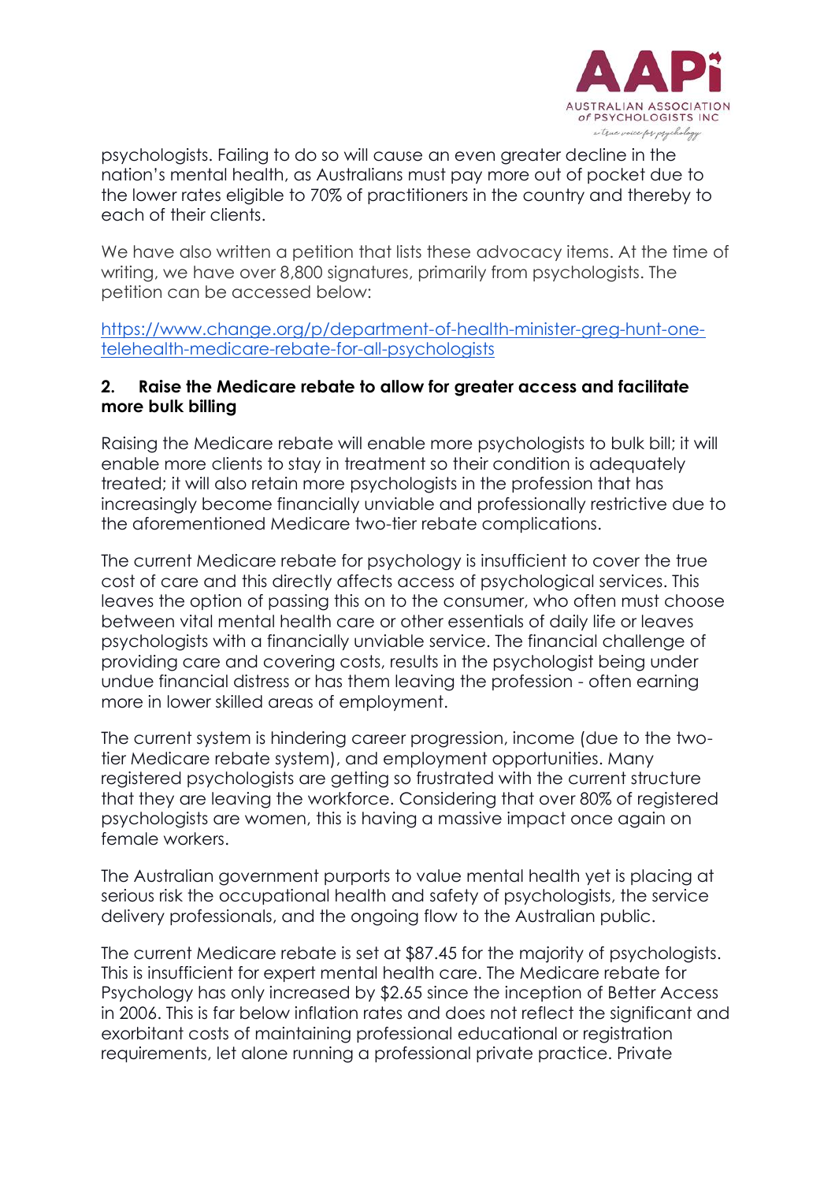psychologists. Failing to do so will cause an even greater decline in the nation's mental health, as Australians must pay more out of pocket due to the lower rates eligible to 70% of practitioners in the country and thereby to each of their clients.

We have also written a petition that lists these advocacy items. At the time of writing, we have over 8,800 signatures, primarily from psychologists. The petition can be accessed below:

[https://www.change.org/p/department-of-health-minister-greg-hunt-one-telehealth-medicare-rebate-for-all-psychologists](https://www.change.org/p/department-of-health-minister-greg-hunt-one-telehealth-medicare-rebate-for-all-psychologists)

### 2. Raise the Medicare rebate to allow for greater access and facilitate more bulk billing

Raising the Medicare rebate will enable more psychologists to bulk bill; it will enable more clients to stay in treatment so their condition is adequately treated; it will also retain more psychologists in the profession that has increasingly become financially unviable and professionally restrictive due to the aforementioned Medicare two-tier rebate complications.

The current Medicare rebate for psychology is insufficient to cover the true cost of care and this directly affects access of psychological services. This leaves the option of passing this on to the consumer, who often must choose between vital mental health care or other essentials of daily life or leaves psychologists with a financially unviable service. The financial challenge of providing care and covering costs, results in the psychologist being under undue financial distress or has them leaving the profession - often earning more in lower skilled areas of employment.

The current system is hindering career progression, income (due to the two-tier Medicare rebate system), and employment opportunities. Many registered psychologists are getting so frustrated with the current structure that they are leaving the workforce. Considering that over 80% of registered psychologists are women, this is having a massive impact once again on female workers.

The Australian government purports to value mental health yet is placing at serious risk the occupational health and safety of psychologists, the service delivery professionals, and the ongoing flow to the Australian public.

The current Medicare rebate is set at $87.45 for the majority of psychologists. This is insufficient for expert mental health care. The Medicare rebate for Psychology has only increased by $2.65 since the inception of Better Access in 2006. This is far below inflation rates and does not reflect the significant and exorbitant costs of maintaining professional educational or registration requirements, let alone running a professional private practice. Private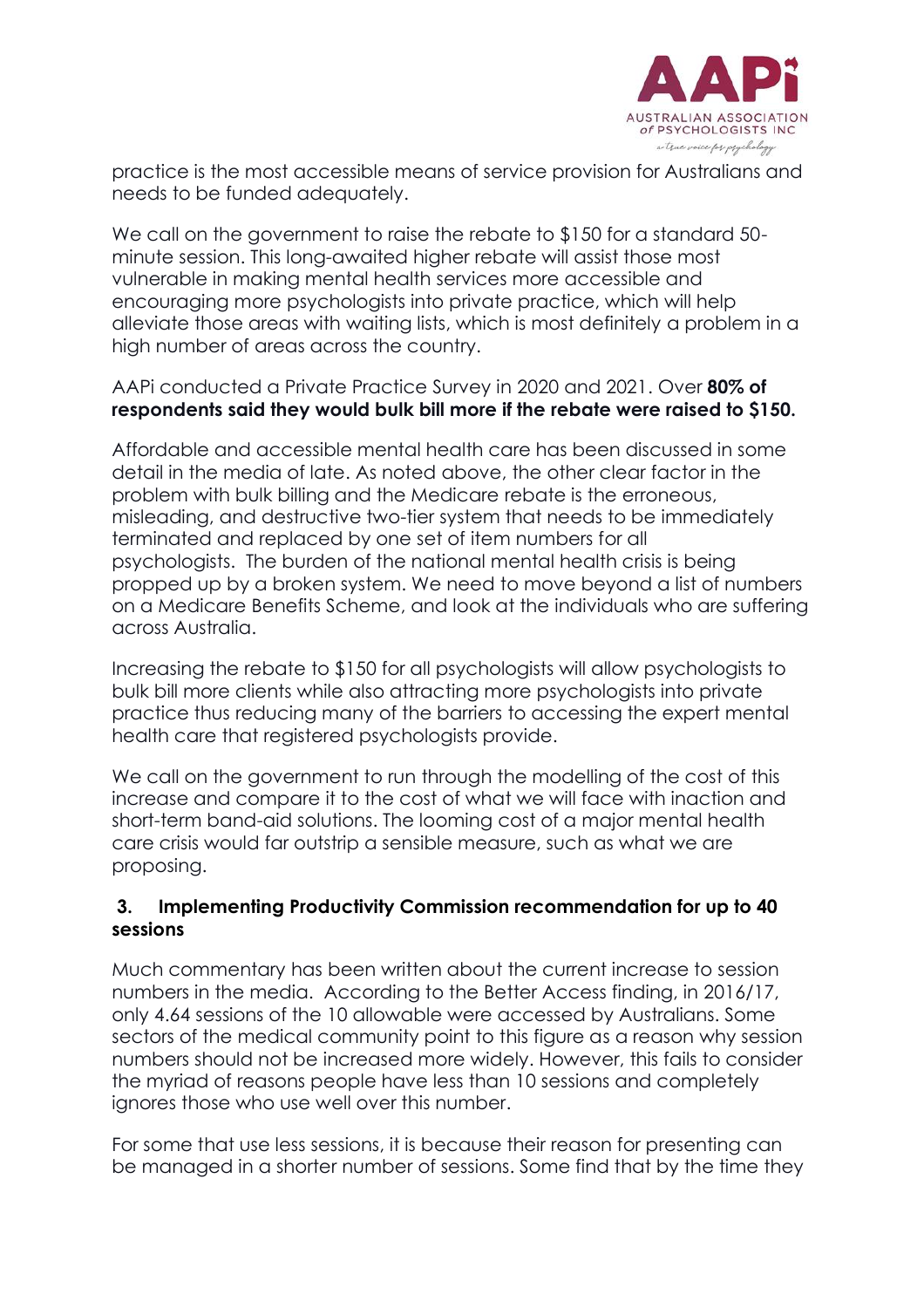practice is the most accessible means of service provision for Australians and needs to be funded adequately.

We call on the government to raise the rebate to $150 for a standard 50-minute session. This long-awaited higher rebate will assist those most vulnerable in making mental health services more accessible and encouraging more psychologists into private practice, which will help alleviate those areas with waiting lists, which is most definitely a problem in a high number of areas across the country.

AAPi conducted a Private Practice Survey in 2020 and 2021. Over **80% of respondents said they would bulk bill more if the rebate were raised to $150.**

Affordable and accessible mental health care has been discussed in some detail in the media of late. As noted above, the other clear factor in the problem with bulk billing and the Medicare rebate is the erroneous, misleading, and destructive two-tier system that needs to be immediately terminated and replaced by one set of item numbers for all psychologists. The burden of the national mental health crisis is being propped up by a broken system. We need to move beyond a list of numbers on a Medicare Benefits Scheme, and look at the individuals who are suffering across Australia.

Increasing the rebate to $150 for all psychologists will allow psychologists to bulk bill more clients while also attracting more psychologists into private practice thus reducing many of the barriers to accessing the expert mental health care that registered psychologists provide.

We call on the government to run through the modelling of the cost of this increase and compare it to the cost of what we will face with inaction and short-term band-aid solutions. The looming cost of a major mental health care crisis would far outstrip a sensible measure, such as what we are proposing.

### 3. Implementing Productivity Commission recommendation for up to 40 sessions

Much commentary has been written about the current increase to session numbers in the media. According to the Better Access finding, in 2016/17, only 4.64 sessions of the 10 allowable were accessed by Australians. Some sectors of the medical community point to this figure as a reason why session numbers should not be increased more widely. However, this fails to consider the myriad of reasons people have less than 10 sessions and completely ignores those who use well over this number.

For some that use less sessions, it is because their reason for presenting can be managed in a shorter number of sessions. Some find that by the time they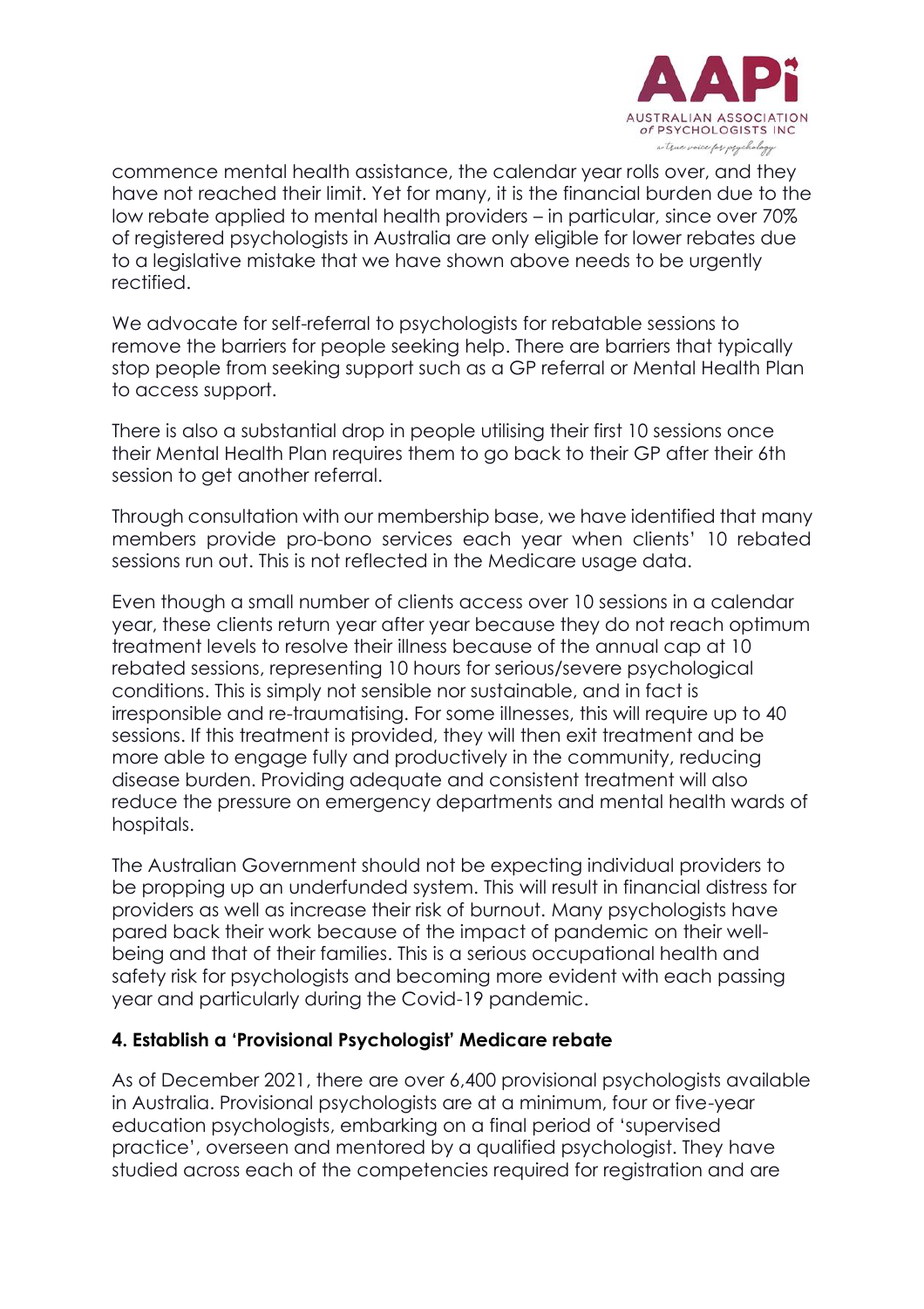commence mental health assistance, the calendar year rolls over, and they have not reached their limit. Yet for many, it is the financial burden due to the low rebate applied to mental health providers – in particular, since over 70% of registered psychologists in Australia are only eligible for lower rebates due to a legislative mistake that we have shown above needs to be urgently rectified.

We advocate for self-referral to psychologists for rebatable sessions to remove the barriers for people seeking help. There are barriers that typically stop people from seeking support such as a GP referral or Mental Health Plan to access support.

There is also a substantial drop in people utilising their first 10 sessions once their Mental Health Plan requires them to go back to their GP after their 6th session to get another referral.

Through consultation with our membership base, we have identified that many members provide pro-bono services each year when clients' 10 rebated sessions run out. This is not reflected in the Medicare usage data.

Even though a small number of clients access over 10 sessions in a calendar year, these clients return year after year because they do not reach optimum treatment levels to resolve their illness because of the annual cap at 10 rebated sessions, representing 10 hours for serious/severe psychological conditions. This is simply not sensible nor sustainable, and in fact is irresponsible and re-traumatising. For some illnesses, this will require up to 40 sessions. If this treatment is provided, they will then exit treatment and be more able to engage fully and productively in the community, reducing disease burden. Providing adequate and consistent treatment will also reduce the pressure on emergency departments and mental health wards of hospitals.

The Australian Government should not be expecting individual providers to be propping up an underfunded system. This will result in financial distress for providers as well as increase their risk of burnout. Many psychologists have pared back their work because of the impact of pandemic on their well-being and that of their families. This is a serious occupational health and safety risk for psychologists and becoming more evident with each passing year and particularly during the Covid-19 pandemic.

### 4. Establish a 'Provisional Psychologist' Medicare rebate

As of December 2021, there are over 6,400 provisional psychologists available in Australia. Provisional psychologists are at a minimum, four or five-year education psychologists, embarking on a final period of 'supervised practice', overseen and mentored by a qualified psychologist. They have studied across each of the competencies required for registration and are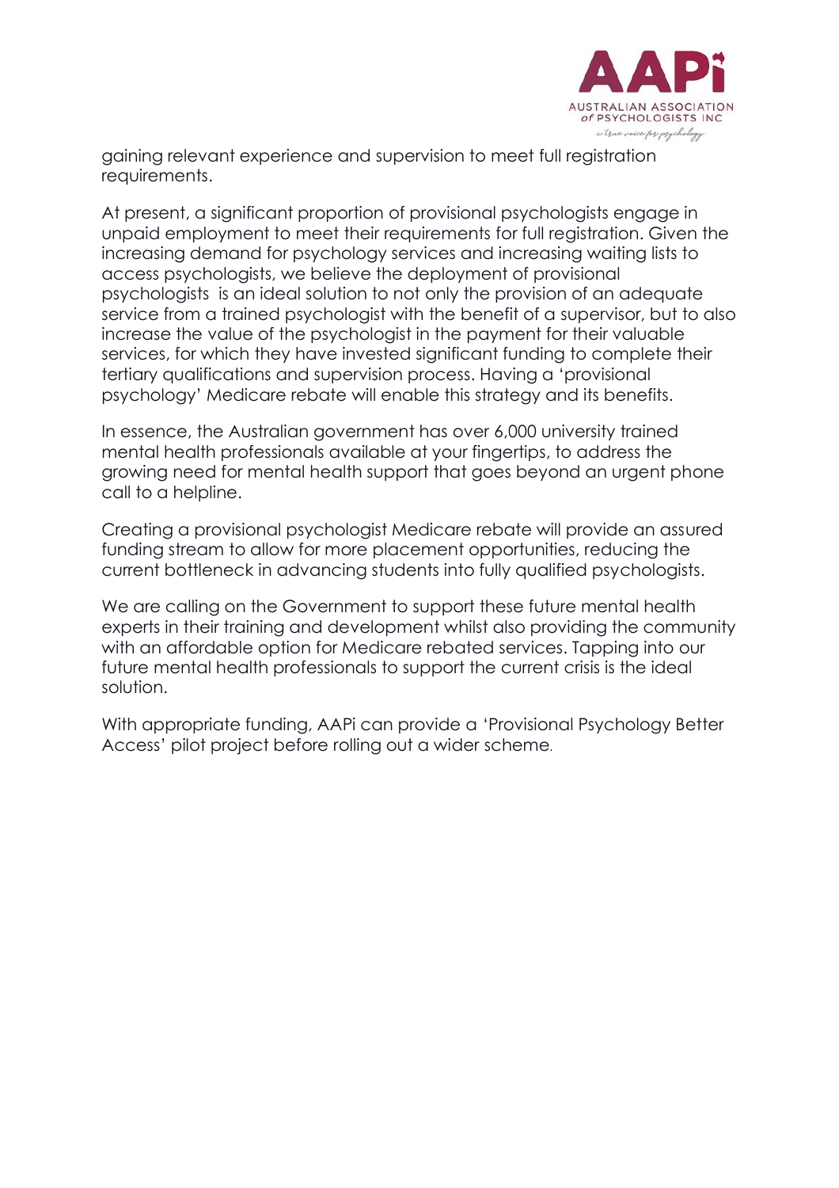gaining relevant experience and supervision to meet full registration requirements.

At present, a significant proportion of provisional psychologists engage in unpaid employment to meet their requirements for full registration. Given the increasing demand for psychology services and increasing waiting lists to access psychologists, we believe the deployment of provisional psychologists is an ideal solution to not only the provision of an adequate service from a trained psychologist with the benefit of a supervisor, but to also increase the value of the psychologist in the payment for their valuable services, for which they have invested significant funding to complete their tertiary qualifications and supervision process. Having a 'provisional psychology' Medicare rebate will enable this strategy and its benefits.

In essence, the Australian government has over 6,000 university trained mental health professionals available at your fingertips, to address the growing need for mental health support that goes beyond an urgent phone call to a helpline.

Creating a provisional psychologist Medicare rebate will provide an assured funding stream to allow for more placement opportunities, reducing the current bottleneck in advancing students into fully qualified psychologists.

We are calling on the Government to support these future mental health experts in their training and development whilst also providing the community with an affordable option for Medicare rebated services. Tapping into our future mental health professionals to support the current crisis is the ideal solution.

With appropriate funding, AAPi can provide a 'Provisional Psychology Better Access' pilot project before rolling out a wider scheme.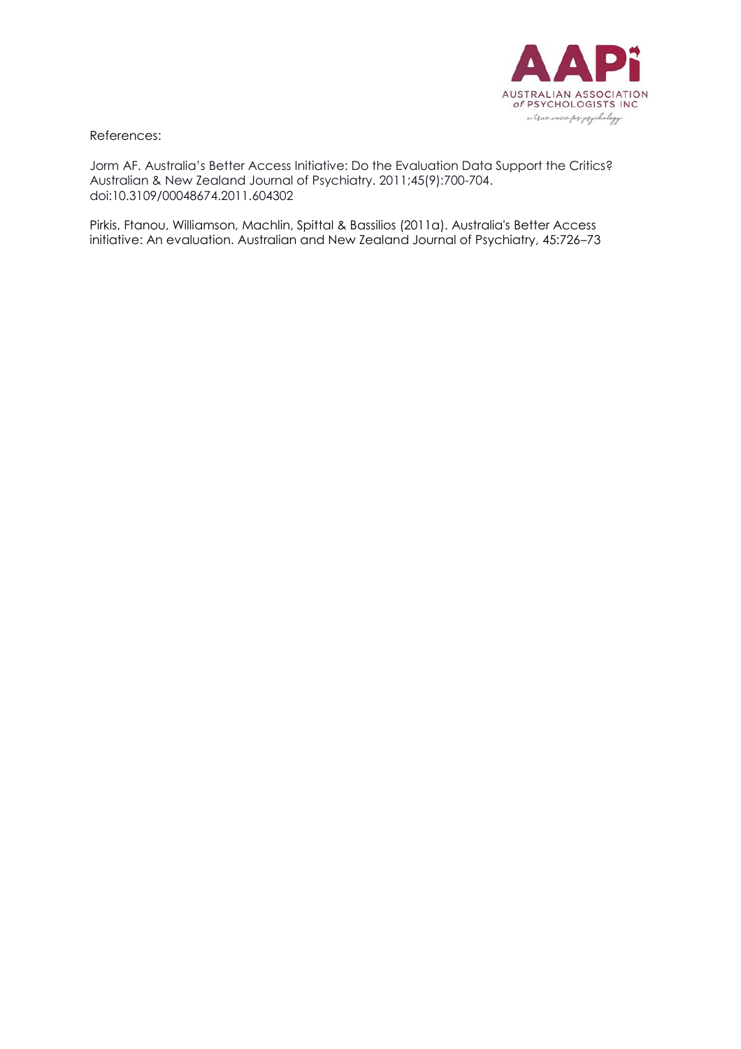References:

Jorm AF. Australia's Better Access Initiative: Do the Evaluation Data Support the Critics? Australian & New Zealand Journal of Psychiatry. 2011;45(9):700-704. doi:10.3109/00048674.2011.604302

Pirkis, Ftanou, Williamson, Machlin, Spittal & Bassilios (2011a). Australia's Better Access initiative: An evaluation. Australian and New Zealand Journal of Psychiatry, 45:726–73